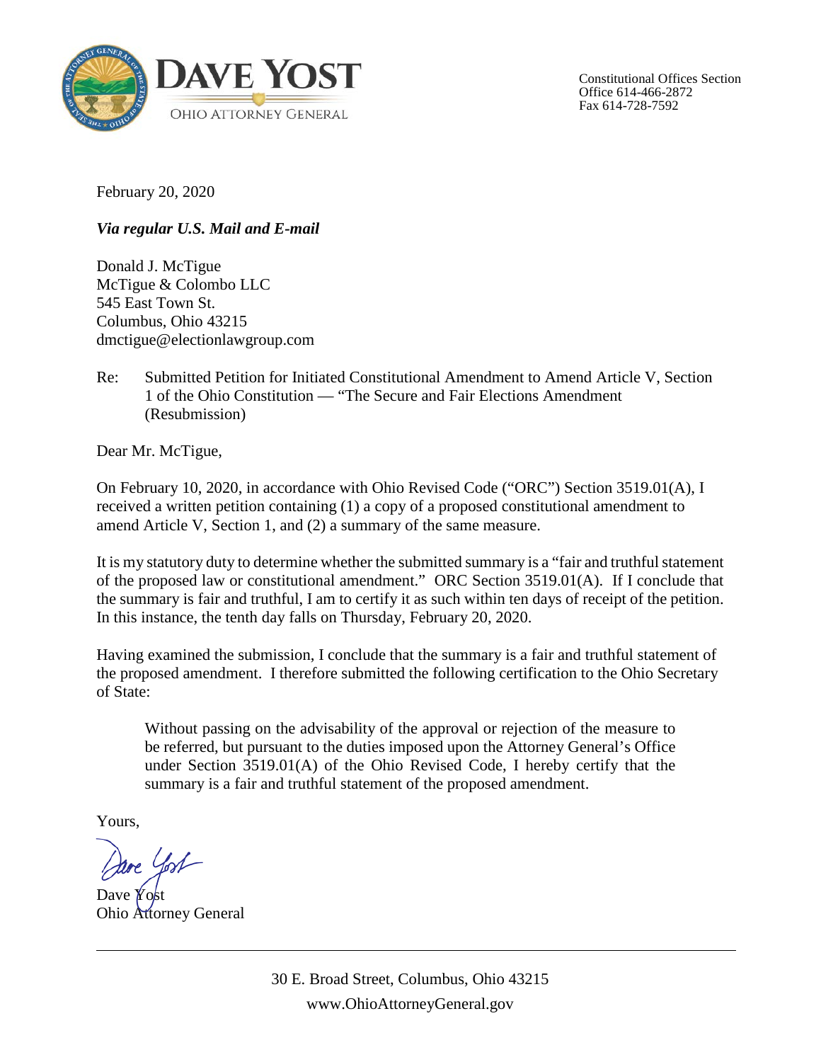**DAVE YOST**
OHIO ATTORNEY GENERAL

Constitutional Offices Section
Office 614-466-2872
Fax 614-728-7592

February 20, 2020

***Via regular U.S. Mail and E-mail***

Donald J. McTigue
McTigue & Colombo LLC
545 East Town St.
Columbus, Ohio 43215
dmctigue@electionlawgroup.com

Re: Submitted Petition for Initiated Constitutional Amendment to Amend Article V, Section 1 of the Ohio Constitution — "The Secure and Fair Elections Amendment (Resubmission)

Dear Mr. McTigue,

On February 10, 2020, in accordance with Ohio Revised Code ("ORC") Section 3519.01(A), I received a written petition containing (1) a copy of a proposed constitutional amendment to amend Article V, Section 1, and (2) a summary of the same measure.

It is my statutory duty to determine whether the submitted summary is a "fair and truthful statement of the proposed law or constitutional amendment." ORC Section 3519.01(A). If I conclude that the summary is fair and truthful, I am to certify it as such within ten days of receipt of the petition. In this instance, the tenth day falls on Thursday, February 20, 2020.

Having examined the submission, I conclude that the summary is a fair and truthful statement of the proposed amendment. I therefore submitted the following certification to the Ohio Secretary of State:

> Without passing on the advisability of the approval or rejection of the measure to be referred, but pursuant to the duties imposed upon the Attorney General's Office under Section 3519.01(A) of the Ohio Revised Code, I hereby certify that the summary is a fair and truthful statement of the proposed amendment.

Yours,

Dave Yost
Ohio Attorney General

30 E. Broad Street, Columbus, Ohio 43215
www.OhioAttorneyGeneral.gov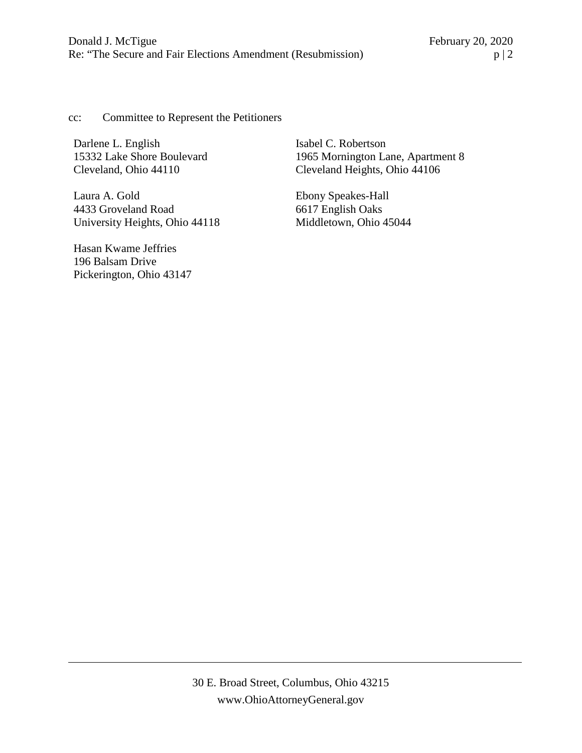cc: Committee to Represent the Petitioners

Darlene L. English
15332 Lake Shore Boulevard
Cleveland, Ohio 44110

Isabel C. Robertson
1965 Mornington Lane, Apartment 8
Cleveland Heights, Ohio 44106

Laura A. Gold
4433 Groveland Road
University Heights, Ohio 44118

Ebony Speakes-Hall
6617 English Oaks
Middletown, Ohio 45044

Hasan Kwame Jeffries
196 Balsam Drive
Pickerington, Ohio 43147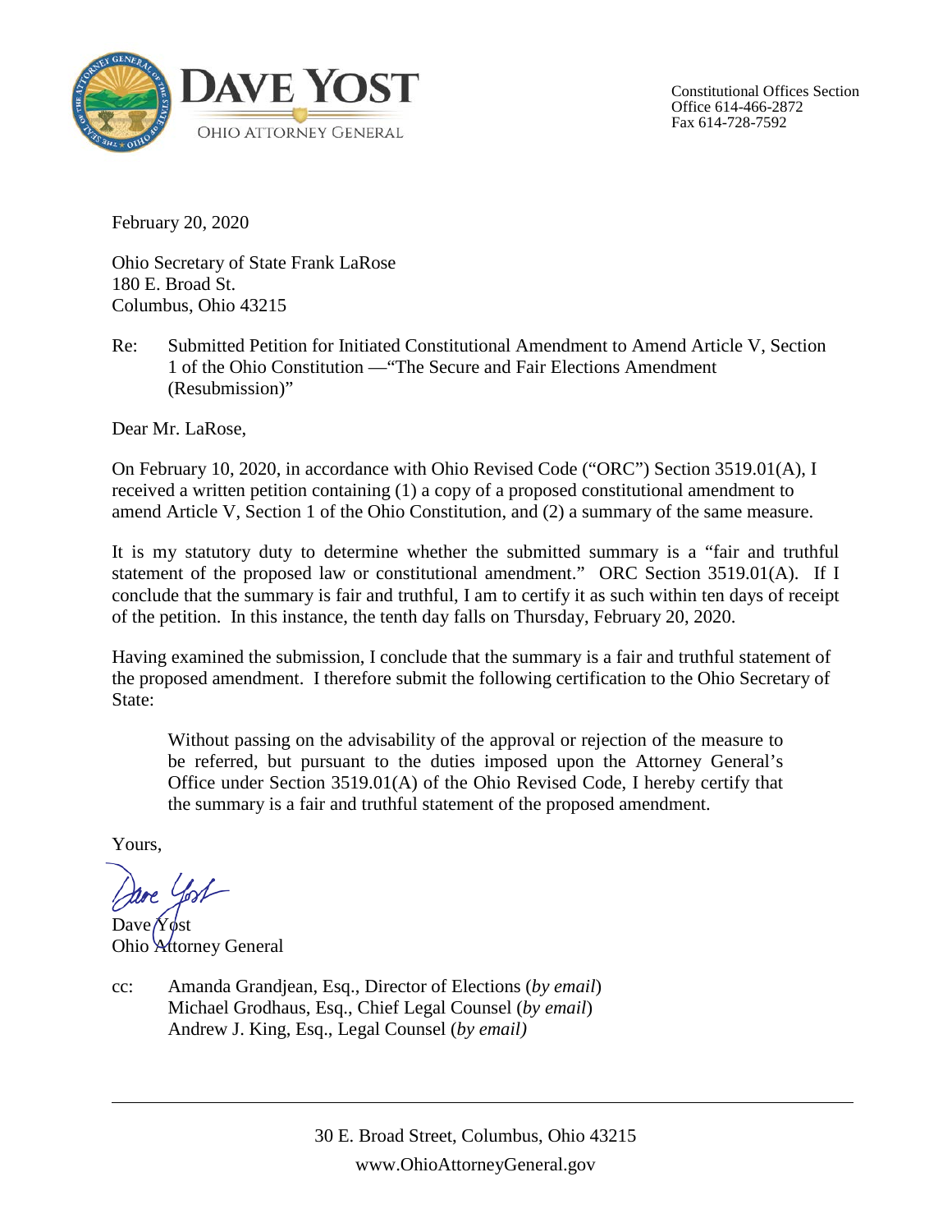**DAVE YOST**

OHIO ATTORNEY GENERAL

Constitutional Offices Section
Office 614-466-2872
Fax 614-728-7592

February 20, 2020

Ohio Secretary of State Frank LaRose
180 E. Broad St.
Columbus, Ohio 43215

Re: Submitted Petition for Initiated Constitutional Amendment to Amend Article V, Section 1 of the Ohio Constitution —"The Secure and Fair Elections Amendment (Resubmission)"

Dear Mr. LaRose,

On February 10, 2020, in accordance with Ohio Revised Code ("ORC") Section 3519.01(A), I received a written petition containing (1) a copy of a proposed constitutional amendment to amend Article V, Section 1 of the Ohio Constitution, and (2) a summary of the same measure.

It is my statutory duty to determine whether the submitted summary is a "fair and truthful statement of the proposed law or constitutional amendment." ORC Section 3519.01(A). If I conclude that the summary is fair and truthful, I am to certify it as such within ten days of receipt of the petition. In this instance, the tenth day falls on Thursday, February 20, 2020.

Having examined the submission, I conclude that the summary is a fair and truthful statement of the proposed amendment. I therefore submit the following certification to the Ohio Secretary of State:

> Without passing on the advisability of the approval or rejection of the measure to be referred, but pursuant to the duties imposed upon the Attorney General's Office under Section 3519.01(A) of the Ohio Revised Code, I hereby certify that the summary is a fair and truthful statement of the proposed amendment.

Yours,

Dave Yost
Ohio Attorney General

cc: Amanda Grandjean, Esq., Director of Elections (*by email*)
Michael Grodhaus, Esq., Chief Legal Counsel (*by email*)
Andrew J. King, Esq., Legal Counsel (*by email)*

30 E. Broad Street, Columbus, Ohio 43215
www.OhioAttorneyGeneral.gov